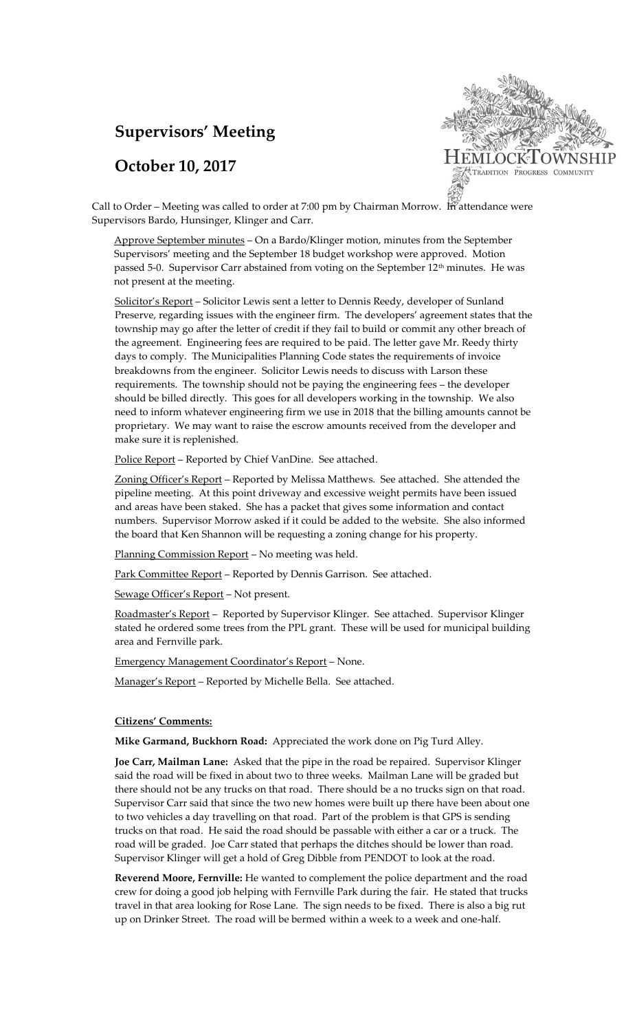# Supervisors' Meeting

## October 10, 2017

Call to Order – Meeting was called to order at 7:00 pm by Chairman Morrow. In attendance were Supervisors Bardo, Hunsinger, Klinger and Carr.

Approve September minutes – On a Bardo/Klinger motion, minutes from the September Supervisors' meeting and the September 18 budget workshop were approved. Motion passed 5-0. Supervisor Carr abstained from voting on the September 12th minutes. He was not present at the meeting.

Solicitor's Report – Solicitor Lewis sent a letter to Dennis Reedy, developer of Sunland Preserve, regarding issues with the engineer firm. The developers' agreement states that the township may go after the letter of credit if they fail to build or commit any other breach of the agreement. Engineering fees are required to be paid. The letter gave Mr. Reedy thirty days to comply. The Municipalities Planning Code states the requirements of invoice breakdowns from the engineer. Solicitor Lewis needs to discuss with Larson these requirements. The township should not be paying the engineering fees – the developer should be billed directly. This goes for all developers working in the township. We also need to inform whatever engineering firm we use in 2018 that the billing amounts cannot be proprietary. We may want to raise the escrow amounts received from the developer and make sure it is replenished.

Police Report – Reported by Chief VanDine. See attached.

Zoning Officer's Report – Reported by Melissa Matthews. See attached. She attended the pipeline meeting. At this point driveway and excessive weight permits have been issued and areas have been staked. She has a packet that gives some information and contact numbers. Supervisor Morrow asked if it could be added to the website. She also informed the board that Ken Shannon will be requesting a zoning change for his property.

Planning Commission Report – No meeting was held.

Park Committee Report – Reported by Dennis Garrison. See attached.

Sewage Officer's Report – Not present.

Roadmaster's Report – Reported by Supervisor Klinger. See attached. Supervisor Klinger stated he ordered some trees from the PPL grant. These will be used for municipal building area and Fernville park.

Emergency Management Coordinator's Report – None.

Manager's Report – Reported by Michelle Bella. See attached.

**Citizens' Comments:**

**Mike Garmand, Buckhorn Road:** Appreciated the work done on Pig Turd Alley.

**Joe Carr, Mailman Lane:** Asked that the pipe in the road be repaired. Supervisor Klinger said the road will be fixed in about two to three weeks. Mailman Lane will be graded but there should not be any trucks on that road. There should be a no trucks sign on that road. Supervisor Carr said that since the two new homes were built up there have been about one to two vehicles a day travelling on that road. Part of the problem is that GPS is sending trucks on that road. He said the road should be passable with either a car or a truck. The road will be graded. Joe Carr stated that perhaps the ditches should be lower than road. Supervisor Klinger will get a hold of Greg Dibble from PENDOT to look at the road.

**Reverend Moore, Fernville:** He wanted to complement the police department and the road crew for doing a good job helping with Fernville Park during the fair. He stated that trucks travel in that area looking for Rose Lane. The sign needs to be fixed. There is also a big rut up on Drinker Street. The road will be bermed within a week to a week and one-half.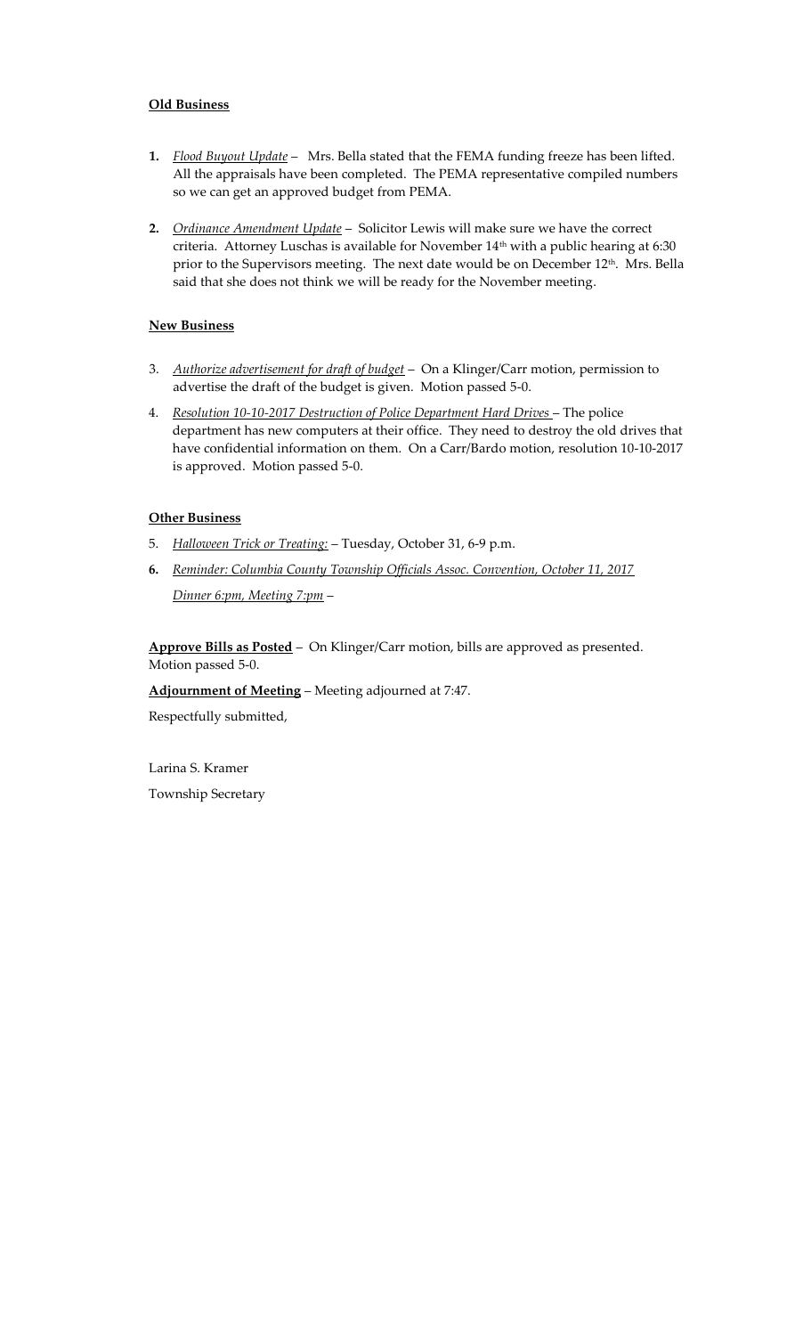## **Old Business**

1. ***Flood Buyout Update*** – Mrs. Bella stated that the FEMA funding freeze has been lifted. All the appraisals have been completed. The PEMA representative compiled numbers so we can get an approved budget from PEMA.

2. ***Ordinance Amendment Update*** – Solicitor Lewis will make sure we have the correct criteria. Attorney Luschas is available for November 14th with a public hearing at 6:30 prior to the Supervisors meeting. The next date would be on December 12th. Mrs. Bella said that she does not think we will be ready for the November meeting.

## **New Business**

3. *Authorize advertisement for draft of budget* – On a Klinger/Carr motion, permission to advertise the draft of the budget is given. Motion passed 5-0.

4. *Resolution 10-10-2017 Destruction of Police Department Hard Drives* – The police department has new computers at their office. They need to destroy the old drives that have confidential information on them. On a Carr/Bardo motion, resolution 10-10-2017 is approved. Motion passed 5-0.

## **Other Business**

5. *Halloween Trick or Treating:* – Tuesday, October 31, 6-9 p.m.

6. ***Reminder: Columbia County Township Officials Assoc. Convention, October 11, 2017 Dinner 6:pm, Meeting 7:pm*** –

**Approve Bills as Posted** – On Klinger/Carr motion, bills are approved as presented. Motion passed 5-0.

**Adjournment of Meeting** – Meeting adjourned at 7:47.

Respectfully submitted,

Larina S. Kramer

Township Secretary